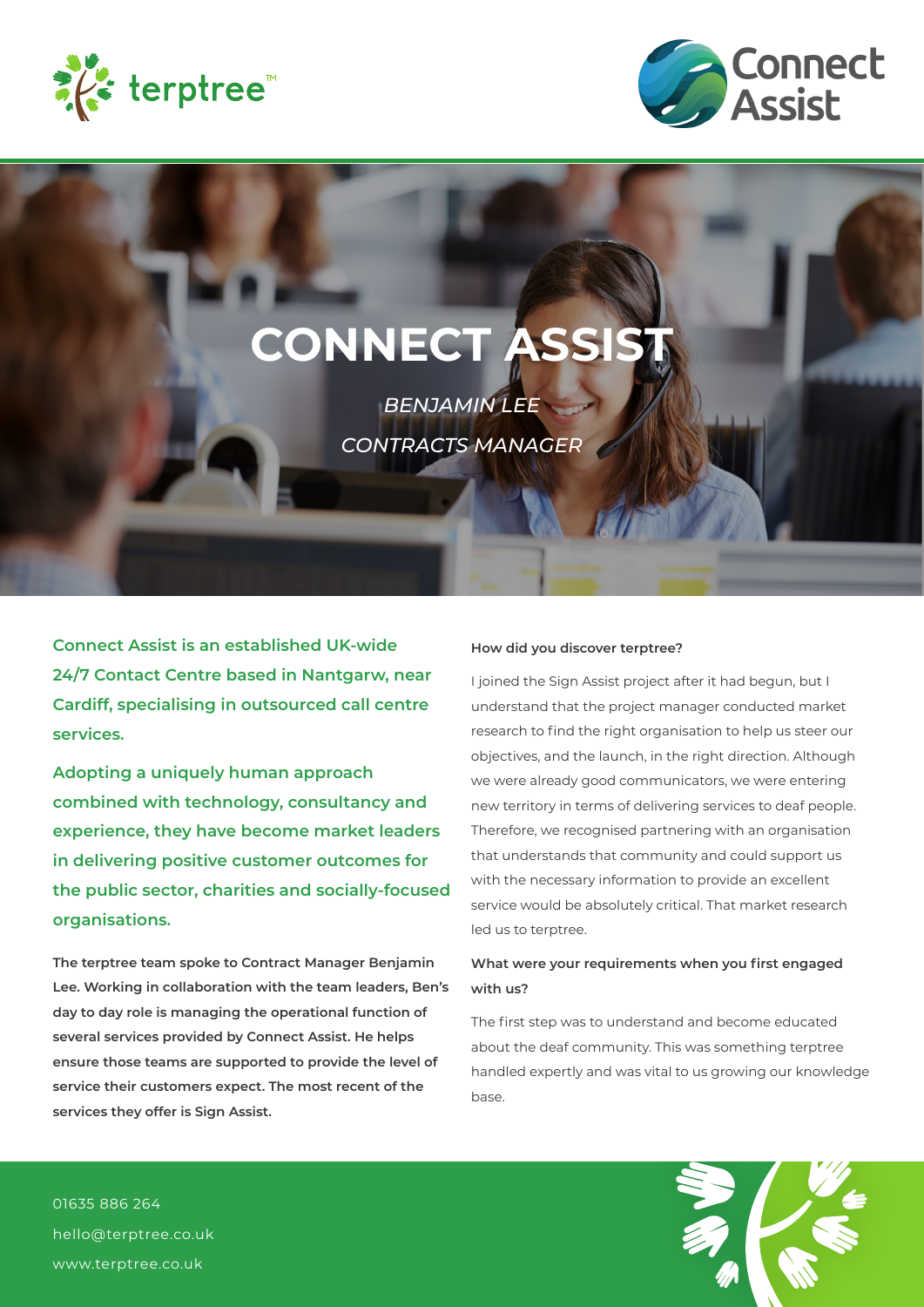# CONNECT ASSIST

*BENJAMIN LEE*

*CONTRACTS MANAGER*

**Connect Assist is an established UK-wide 24/7 Contact Centre based in Nantgarw, near Cardiff, specialising in outsourced call centre services.**

**Adopting a uniquely human approach combined with technology, consultancy and experience, they have become market leaders in delivering positive customer outcomes for the public sector, charities and socially-focused organisations.**

**The terptree team spoke to Contract Manager Benjamin Lee. Working in collaboration with the team leaders, Ben's day to day role is managing the operational function of several services provided by Connect Assist. He helps ensure those teams are supported to provide the level of service their customers expect. The most recent of the services they offer is Sign Assist.**

**How did you discover terptree?**

I joined the Sign Assist project after it had begun, but I understand that the project manager conducted market research to find the right organisation to help us steer our objectives, and the launch, in the right direction. Although we were already good communicators, we were entering new territory in terms of delivering services to deaf people. Therefore, we recognised partnering with an organisation that understands that community and could support us with the necessary information to provide an excellent service would be absolutely critical. That market research led us to terptree.

**What were your requirements when you first engaged with us?**

The first step was to understand and become educated about the deaf community. This was something terptree handled expertly and was vital to us growing our knowledge base.

01635 886 264
hello@terptree.co.uk
www.terptree.co.uk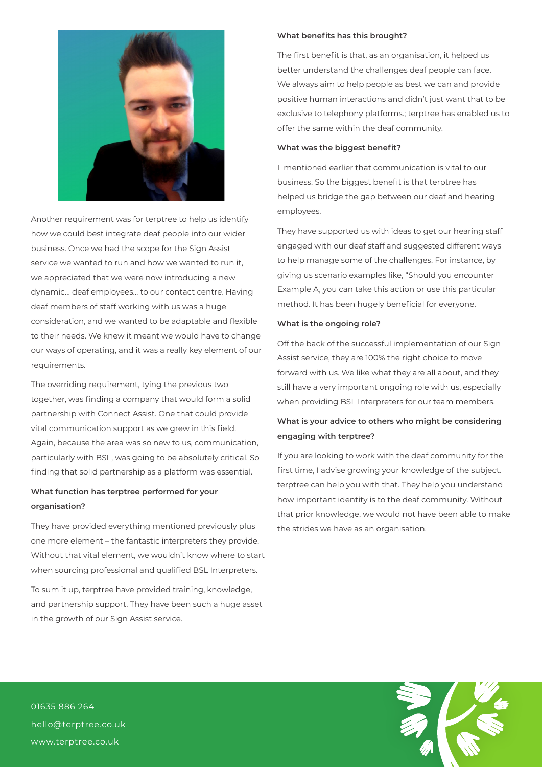Another requirement was for terptree to help us identify how we could best integrate deaf people into our wider business. Once we had the scope for the Sign Assist service we wanted to run and how we wanted to run it, we appreciated that we were now introducing a new dynamic… deaf employees… to our contact centre. Having deaf members of staff working with us was a huge consideration, and we wanted to be adaptable and flexible to their needs. We knew it meant we would have to change our ways of operating, and it was a really key element of our requirements.

The overriding requirement, tying the previous two together, was finding a company that would form a solid partnership with Connect Assist. One that could provide vital communication support as we grew in this field. Again, because the area was so new to us, communication, particularly with BSL, was going to be absolutely critical. So finding that solid partnership as a platform was essential.

**What function has terptree performed for your organisation?**

They have provided everything mentioned previously plus one more element – the fantastic interpreters they provide. Without that vital element, we wouldn't know where to start when sourcing professional and qualified BSL Interpreters.

To sum it up, terptree have provided training, knowledge, and partnership support. They have been such a huge asset in the growth of our Sign Assist service.

**What benefits has this brought?**

The first benefit is that, as an organisation, it helped us better understand the challenges deaf people can face. We always aim to help people as best we can and provide positive human interactions and didn't just want that to be exclusive to telephony platforms.; terptree has enabled us to offer the same within the deaf community.

**What was the biggest benefit?**

I mentioned earlier that communication is vital to our business. So the biggest benefit is that terptree has helped us bridge the gap between our deaf and hearing employees.

They have supported us with ideas to get our hearing staff engaged with our deaf staff and suggested different ways to help manage some of the challenges. For instance, by giving us scenario examples like, "Should you encounter Example A, you can take this action or use this particular method. It has been hugely beneficial for everyone.

**What is the ongoing role?**

Off the back of the successful implementation of our Sign Assist service, they are 100% the right choice to move forward with us. We like what they are all about, and they still have a very important ongoing role with us, especially when providing BSL Interpreters for our team members.

**What is your advice to others who might be considering engaging with terptree?**

If you are looking to work with the deaf community for the first time, I advise growing your knowledge of the subject. terptree can help you with that. They help you understand how important identity is to the deaf community. Without that prior knowledge, we would not have been able to make the strides we have as an organisation.

01635 886 264
hello@terptree.co.uk
www.terptree.co.uk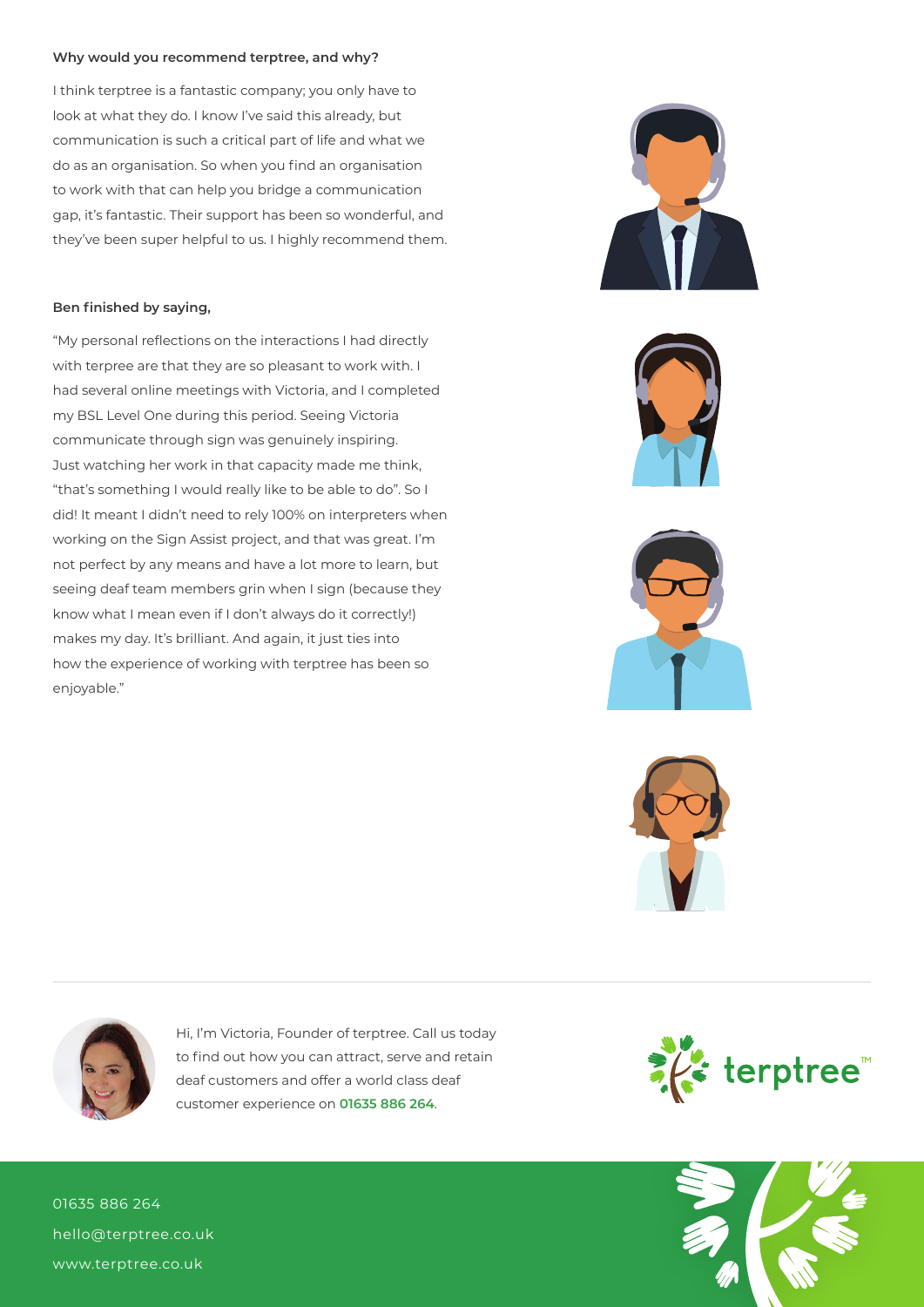**Why would you recommend terptree, and why?**

I think terptree is a fantastic company; you only have to look at what they do. I know I've said this already, but communication is such a critical part of life and what we do as an organisation. So when you find an organisation to work with that can help you bridge a communication gap, it's fantastic. Their support has been so wonderful, and they've been super helpful to us. I highly recommend them.

**Ben finished by saying,**

"My personal reflections on the interactions I had directly with terpree are that they are so pleasant to work with. I had several online meetings with Victoria, and I completed my BSL Level One during this period. Seeing Victoria communicate through sign was genuinely inspiring. Just watching her work in that capacity made me think, "that's something I would really like to be able to do". So I did! It meant I didn't need to rely 100% on interpreters when working on the Sign Assist project, and that was great. I'm not perfect by any means and have a lot more to learn, but seeing deaf team members grin when I sign (because they know what I mean even if I don't always do it correctly!) makes my day. It's brilliant. And again, it just ties into how the experience of working with terptree has been so enjoyable."

---

Hi, I'm Victoria, Founder of terptree. Call us today to find out how you can attract, serve and retain deaf customers and offer a world class deaf customer experience on **01635 886 264**.

terptree™

01635 886 264
hello@terptree.co.uk
www.terptree.co.uk